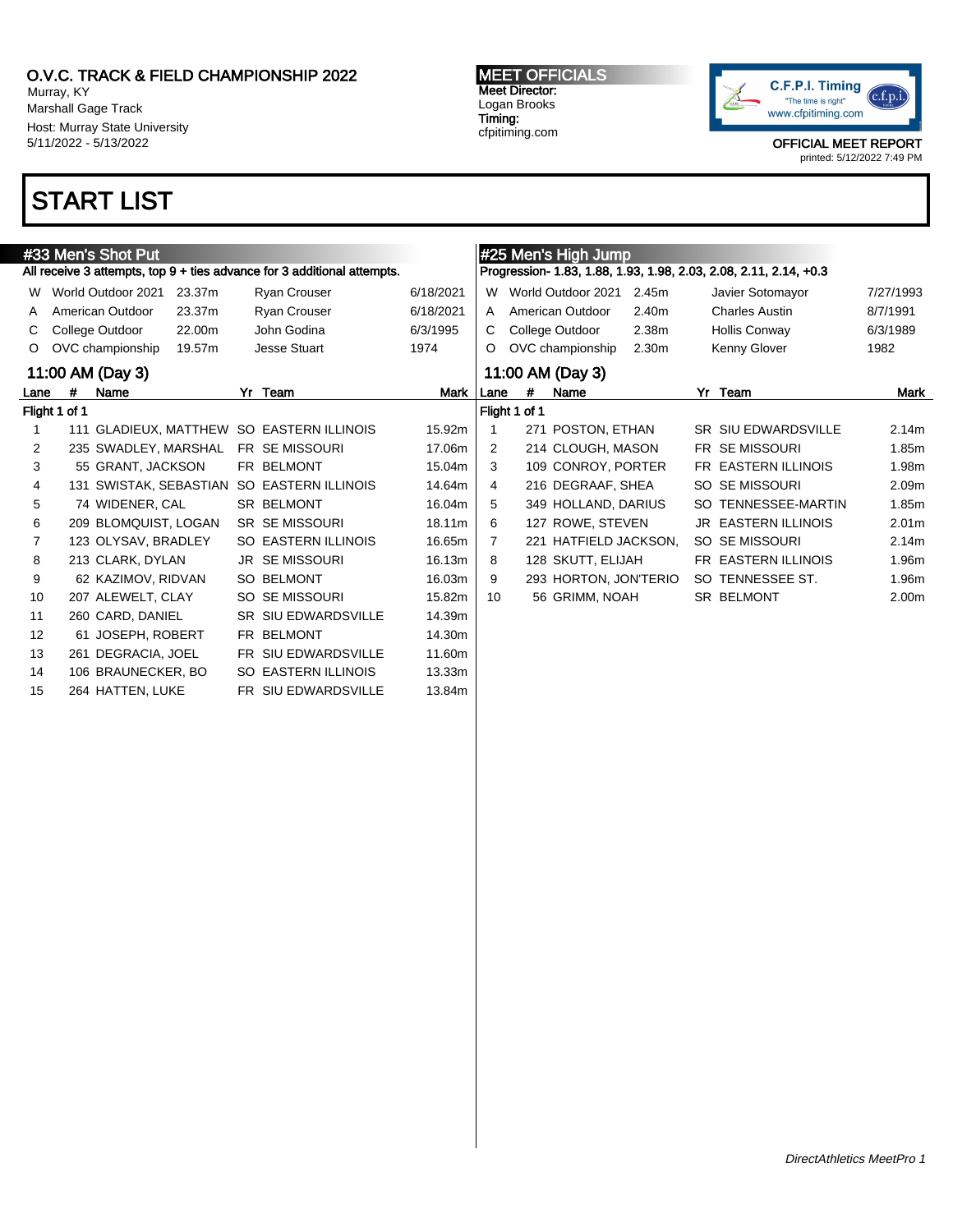# O.V.C. TRACK & FIELD CHAMPIONSHIP 2022

Murray, KY
Marshall Gage Track
Host: Murray State University
5/11/2022 - 5/13/2022

**MEET OFFICIALS**
Meet Director:
Logan Brooks
Timing:
cfpitiming.com

C.F.P.I. Timing
"The time is right"
www.cfpitiming.com

OFFICIAL MEET REPORT
printed: 5/12/2022 7:49 PM

# START LIST

## #33 Men's Shot Put

All receive 3 attempts, top 9 + ties advance for 3 additional attempts.

| | | | | |
|---|---|---|---|---|
| W | World Outdoor 2021 | 23.37m | Ryan Crouser | 6/18/2021 |
| A | American Outdoor | 23.37m | Ryan Crouser | 6/18/2021 |
| C | College Outdoor | 22.00m | John Godina | 6/3/1995 |
| O | OVC championship | 19.57m | Jesse Stuart | 1974 |

### 11:00 AM (Day 3)

Flight 1 of 1

| Lane | # | Name | Yr | Team | Mark |
|---|---|---|---|---|---|
| 1 | 111 | GLADIEUX, MATTHEW | SO | EASTERN ILLINOIS | 15.92m |
| 2 | 235 | SWADLEY, MARSHAL | FR | SE MISSOURI | 17.06m |
| 3 | 55 | GRANT, JACKSON | FR | BELMONT | 15.04m |
| 4 | 131 | SWISTAK, SEBASTIAN | SO | EASTERN ILLINOIS | 14.64m |
| 5 | 74 | WIDENER, CAL | SR | BELMONT | 16.04m |
| 6 | 209 | BLOMQUIST, LOGAN | SR | SE MISSOURI | 18.11m |
| 7 | 123 | OLYSAV, BRADLEY | SO | EASTERN ILLINOIS | 16.65m |
| 8 | 213 | CLARK, DYLAN | JR | SE MISSOURI | 16.13m |
| 9 | 62 | KAZIMOV, RIDVAN | SO | BELMONT | 16.03m |
| 10 | 207 | ALEWELT, CLAY | SO | SE MISSOURI | 15.82m |
| 11 | 260 | CARD, DANIEL | SR | SIU EDWARDSVILLE | 14.39m |
| 12 | 61 | JOSEPH, ROBERT | FR | BELMONT | 14.30m |
| 13 | 261 | DEGRACIA, JOEL | FR | SIU EDWARDSVILLE | 11.60m |
| 14 | 106 | BRAUNECKER, BO | SO | EASTERN ILLINOIS | 13.33m |
| 15 | 264 | HATTEN, LUKE | FR | SIU EDWARDSVILLE | 13.84m |

## #25 Men's High Jump

Progression- 1.83, 1.88, 1.93, 1.98, 2.03, 2.08, 2.11, 2.14, +0.3

| | | | | |
|---|---|---|---|---|
| W | World Outdoor 2021 | 2.45m | Javier Sotomayor | 7/27/1993 |
| A | American Outdoor | 2.40m | Charles Austin | 8/7/1991 |
| C | College Outdoor | 2.38m | Hollis Conway | 6/3/1989 |
| O | OVC championship | 2.30m | Kenny Glover | 1982 |

### 11:00 AM (Day 3)

Flight 1 of 1

| Lane | # | Name | Yr | Team | Mark |
|---|---|---|---|---|---|
| 1 | 271 | POSTON, ETHAN | SR | SIU EDWARDSVILLE | 2.14m |
| 2 | 214 | CLOUGH, MASON | FR | SE MISSOURI | 1.85m |
| 3 | 109 | CONROY, PORTER | FR | EASTERN ILLINOIS | 1.98m |
| 4 | 216 | DEGRAAF, SHEA | SO | SE MISSOURI | 2.09m |
| 5 | 349 | HOLLAND, DARIUS | SO | TENNESSEE-MARTIN | 1.85m |
| 6 | 127 | ROWE, STEVEN | JR | EASTERN ILLINOIS | 2.01m |
| 7 | 221 | HATFIELD JACKSON, | SO | SE MISSOURI | 2.14m |
| 8 | 128 | SKUTT, ELIJAH | FR | EASTERN ILLINOIS | 1.96m |
| 9 | 293 | HORTON, JON'TERIO | SO | TENNESSEE ST. | 1.96m |
| 10 | 56 | GRIMM, NOAH | SR | BELMONT | 2.00m |

*DirectAthletics MeetPro 1*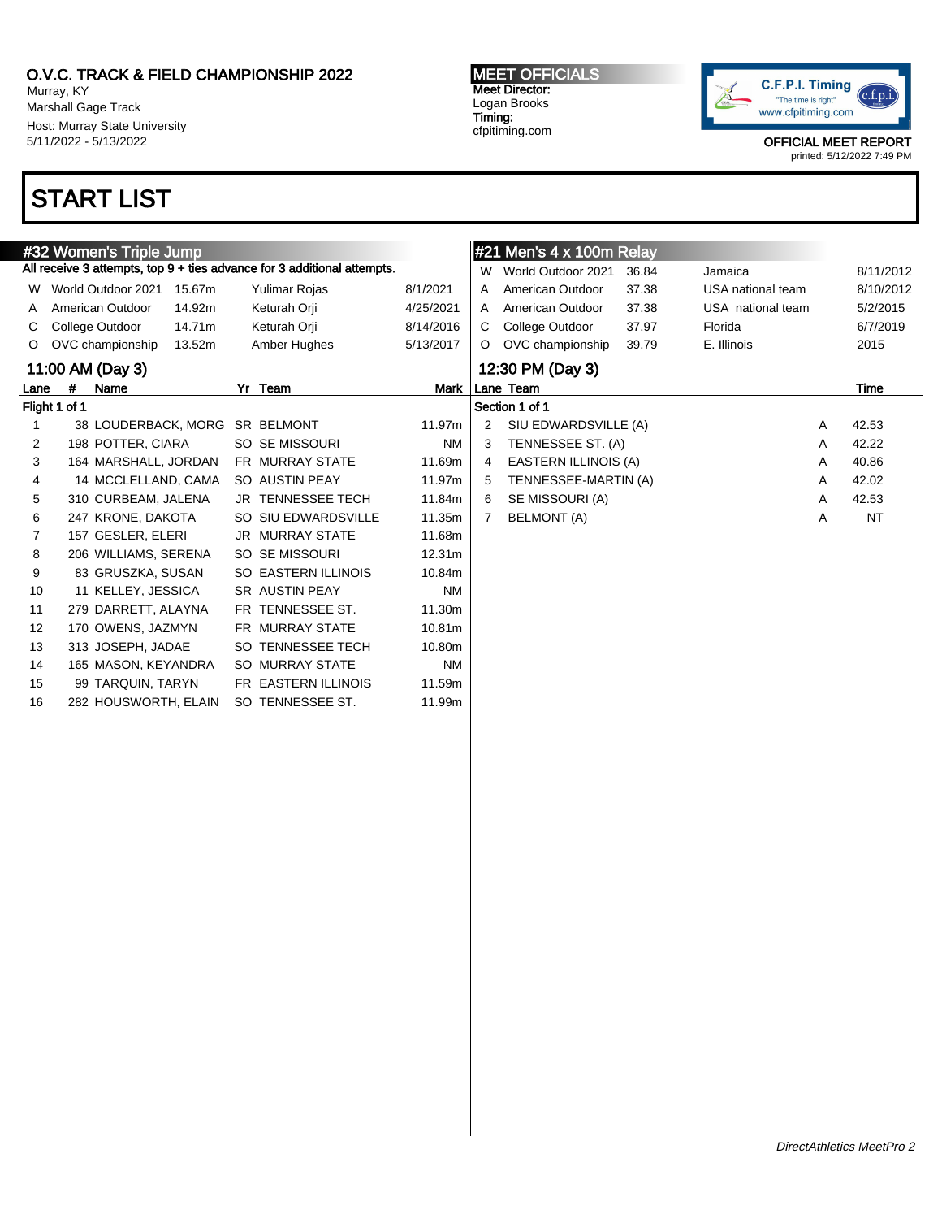O.V.C. TRACK & FIELD CHAMPIONSHIP 2022
Murray, KY
Marshall Gage Track
Host: Murray State University
5/11/2022 - 5/13/2022

MEET OFFICIALS
Meet Director:
Logan Brooks
Timing:
cfpitiming.com

OFFICIAL MEET REPORT
printed: 5/12/2022 7:49 PM

# START LIST

## #32 Women's Triple Jump

All receive 3 attempts, top 9 + ties advance for 3 additional attempts.

| | | | | |
|---|---|---|---|---|
| W | World Outdoor 2021 | 15.67m | Yulimar Rojas | 8/1/2021 |
| A | American Outdoor | 14.92m | Keturah Orji | 4/25/2021 |
| C | College Outdoor | 14.71m | Keturah Orji | 8/14/2016 |
| O | OVC championship | 13.52m | Amber Hughes | 5/13/2017 |

### 11:00 AM (Day 3)

Flight 1 of 1

| Lane | # | Name | Yr | Team | Mark |
|---|---|---|---|---|---|
| 1 | 38 | LOUDERBACK, MORG | SR | BELMONT | 11.97m |
| 2 | 198 | POTTER, CIARA | SO | SE MISSOURI | NM |
| 3 | 164 | MARSHALL, JORDAN | FR | MURRAY STATE | 11.69m |
| 4 | 14 | MCCLELLAND, CAMA | SO | AUSTIN PEAY | 11.97m |
| 5 | 310 | CURBEAM, JALENA | JR | TENNESSEE TECH | 11.84m |
| 6 | 247 | KRONE, DAKOTA | SO | SIU EDWARDSVILLE | 11.35m |
| 7 | 157 | GESLER, ELERI | JR | MURRAY STATE | 11.68m |
| 8 | 206 | WILLIAMS, SERENA | SO | SE MISSOURI | 12.31m |
| 9 | 83 | GRUSZKA, SUSAN | SO | EASTERN ILLINOIS | 10.84m |
| 10 | 11 | KELLEY, JESSICA | SR | AUSTIN PEAY | NM |
| 11 | 279 | DARRETT, ALAYNA | FR | TENNESSEE ST. | 11.30m |
| 12 | 170 | OWENS, JAZMYN | FR | MURRAY STATE | 10.81m |
| 13 | 313 | JOSEPH, JADAE | SO | TENNESSEE TECH | 10.80m |
| 14 | 165 | MASON, KEYANDRA | SO | MURRAY STATE | NM |
| 15 | 99 | TARQUIN, TARYN | FR | EASTERN ILLINOIS | 11.59m |
| 16 | 282 | HOUSWORTH, ELAIN | SO | TENNESSEE ST. | 11.99m |

## #21 Men's 4 x 100m Relay

| | | | | |
|---|---|---|---|---|
| W | World Outdoor 2021 | 36.84 | Jamaica | 8/11/2012 |
| A | American Outdoor | 37.38 | USA national team | 8/10/2012 |
| A | American Outdoor | 37.38 | USA national team | 5/2/2015 |
| C | College Outdoor | 37.97 | Florida | 6/7/2019 |
| O | OVC championship | 39.79 | E. Illinois | 2015 |

### 12:30 PM (Day 3)

Section 1 of 1

| Lane | Team | | Time |
|---|---|---|---|
| 2 | SIU EDWARDSVILLE (A) | A | 42.53 |
| 3 | TENNESSEE ST. (A) | A | 42.22 |
| 4 | EASTERN ILLINOIS (A) | A | 40.86 |
| 5 | TENNESSEE-MARTIN (A) | A | 42.02 |
| 6 | SE MISSOURI (A) | A | 42.53 |
| 7 | BELMONT (A) | A | NT |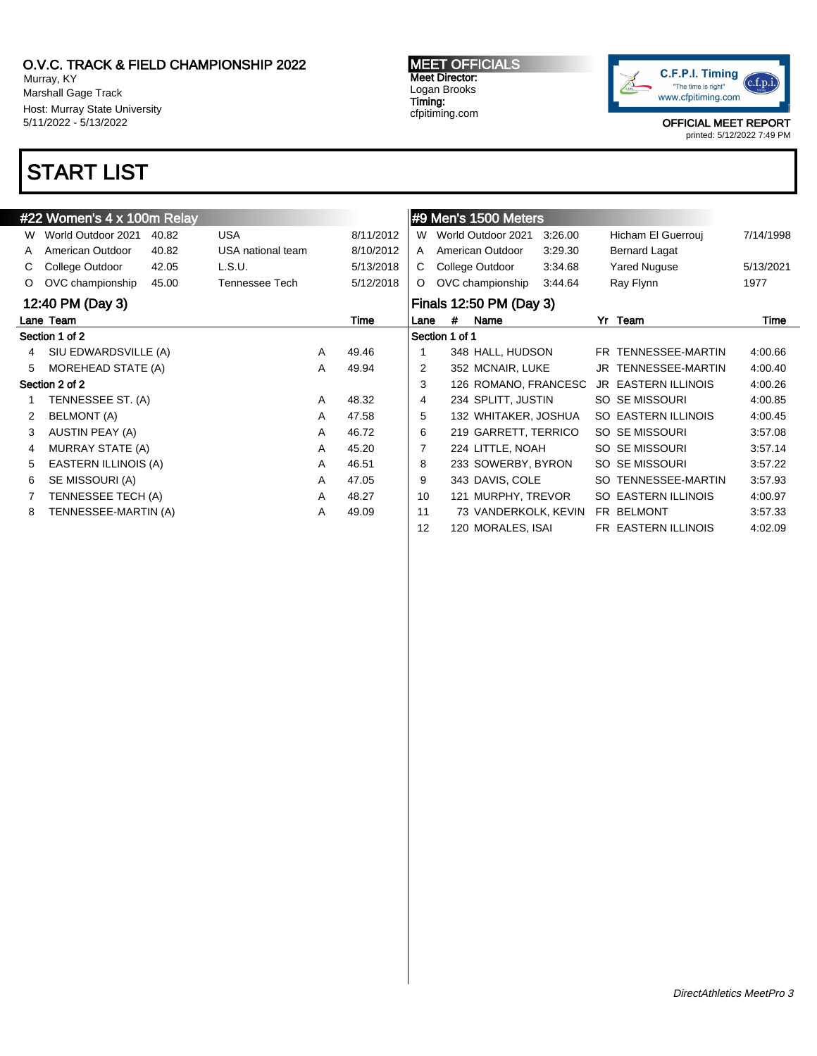O.V.C. TRACK & FIELD CHAMPIONSHIP 2022
Murray, KY
Marshall Gage Track
Host: Murray State University
5/11/2022 - 5/13/2022

MEET OFFICIALS
Meet Director:
Logan Brooks
Timing:
cfpitiming.com

C.F.P.I. Timing
"The time is right"
www.cfpitiming.com

OFFICIAL MEET REPORT
printed: 5/12/2022 7:49 PM

# START LIST

## #22 Women's 4 x 100m Relay

| | Record | Time | Holder | Date |
|---|---|---|---|---|
| W | World Outdoor 2021 | 40.82 | USA | 8/11/2012 |
| A | American Outdoor | 40.82 | USA national team | 8/10/2012 |
| C | College Outdoor | 42.05 | L.S.U. | 5/13/2018 |
| O | OVC championship | 45.00 | Tennessee Tech | 5/12/2018 |

### 12:40 PM (Day 3)

| Lane | Team | | Time |
|---|---|---|---|
| **Section 1 of 2** | | | |
| 4 | SIU EDWARDSVILLE (A) | A | 49.46 |
| 5 | MOREHEAD STATE (A) | A | 49.94 |
| **Section 2 of 2** | | | |
| 1 | TENNESSEE ST. (A) | A | 48.32 |
| 2 | BELMONT (A) | A | 47.58 |
| 3 | AUSTIN PEAY (A) | A | 46.72 |
| 4 | MURRAY STATE (A) | A | 45.20 |
| 5 | EASTERN ILLINOIS (A) | A | 46.51 |
| 6 | SE MISSOURI (A) | A | 47.05 |
| 7 | TENNESSEE TECH (A) | A | 48.27 |
| 8 | TENNESSEE-MARTIN (A) | A | 49.09 |

## #9 Men's 1500 Meters

| | Record | Time | Holder | Date |
|---|---|---|---|---|
| W | World Outdoor 2021 | 3:26.00 | Hicham El Guerrouj | 7/14/1998 |
| A | American Outdoor | 3:29.30 | Bernard Lagat | |
| C | College Outdoor | 3:34.68 | Yared Nuguse | 5/13/2021 |
| O | OVC championship | 3:44.64 | Ray Flynn | 1977 |

### Finals 12:50 PM (Day 3)

| Lane | # | Name | Yr | Team | Time |
|---|---|---|---|---|---|
| **Section 1 of 1** | | | | | |
| 1 | 348 | HALL, HUDSON | FR | TENNESSEE-MARTIN | 4:00.66 |
| 2 | 352 | MCNAIR, LUKE | JR | TENNESSEE-MARTIN | 4:00.40 |
| 3 | 126 | ROMANO, FRANCESC | JR | EASTERN ILLINOIS | 4:00.26 |
| 4 | 234 | SPLITT, JUSTIN | SO | SE MISSOURI | 4:00.85 |
| 5 | 132 | WHITAKER, JOSHUA | SO | EASTERN ILLINOIS | 4:00.45 |
| 6 | 219 | GARRETT, TERRICO | SO | SE MISSOURI | 3:57.08 |
| 7 | 224 | LITTLE, NOAH | SO | SE MISSOURI | 3:57.14 |
| 8 | 233 | SOWERBY, BYRON | SO | SE MISSOURI | 3:57.22 |
| 9 | 343 | DAVIS, COLE | SO | TENNESSEE-MARTIN | 3:57.93 |
| 10 | 121 | MURPHY, TREVOR | SO | EASTERN ILLINOIS | 4:00.97 |
| 11 | 73 | VANDERKOLK, KEVIN | FR | BELMONT | 3:57.33 |
| 12 | 120 | MORALES, ISAI | FR | EASTERN ILLINOIS | 4:02.09 |

*DirectAthletics MeetPro 3*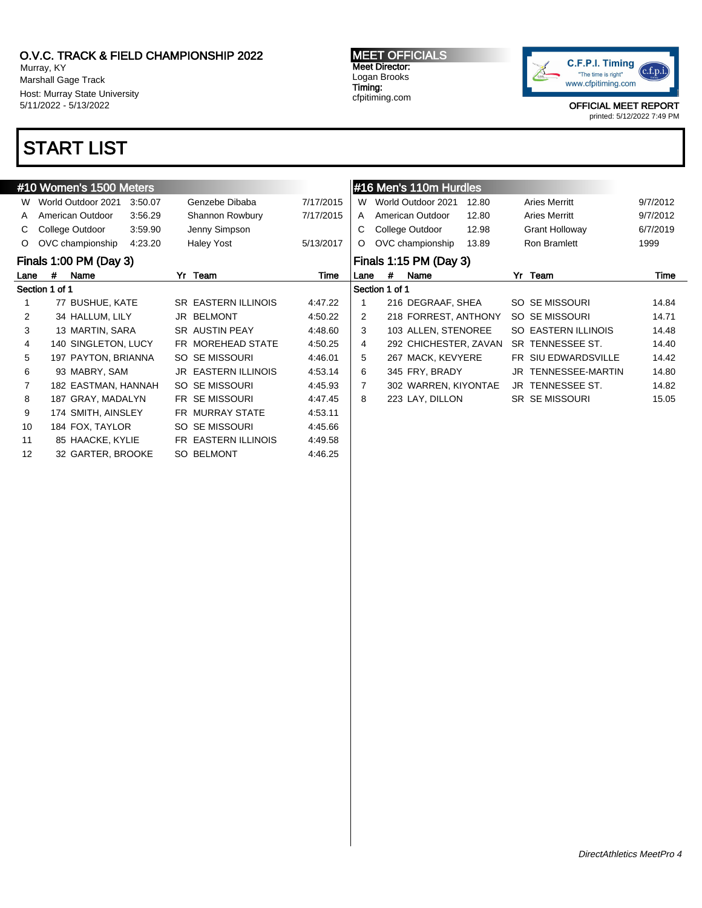# O.V.C. TRACK & FIELD CHAMPIONSHIP 2022

Murray, KY
Marshall Gage Track
Host: Murray State University
5/11/2022 - 5/13/2022

**MEET OFFICIALS**
Meet Director:
Logan Brooks
Timing:
cfpitiming.com

C.F.P.I. Timing
"The time is right"
www.cfpitiming.com

OFFICIAL MEET REPORT
printed: 5/12/2022 7:49 PM

# START LIST

## #10 Women's 1500 Meters

| | | | | |
|---|---|---|---|---|
| W | World Outdoor 2021 | 3:50.07 | Genzebe Dibaba | 7/17/2015 |
| A | American Outdoor | 3:56.29 | Shannon Rowbury | 7/17/2015 |
| C | College Outdoor | 3:59.90 | Jenny Simpson | |
| O | OVC championship | 4:23.20 | Haley Yost | 5/13/2017 |

### Finals 1:00 PM (Day 3)

Section 1 of 1

| Lane | # | Name | Yr | Team | Time |
|---|---|---|---|---|---|
| 1 | 77 | BUSHUE, KATE | SR | EASTERN ILLINOIS | 4:47.22 |
| 2 | 34 | HALLUM, LILY | JR | BELMONT | 4:50.22 |
| 3 | 13 | MARTIN, SARA | SR | AUSTIN PEAY | 4:48.60 |
| 4 | 140 | SINGLETON, LUCY | FR | MOREHEAD STATE | 4:50.25 |
| 5 | 197 | PAYTON, BRIANNA | SO | SE MISSOURI | 4:46.01 |
| 6 | 93 | MABRY, SAM | JR | EASTERN ILLINOIS | 4:53.14 |
| 7 | 182 | EASTMAN, HANNAH | SO | SE MISSOURI | 4:45.93 |
| 8 | 187 | GRAY, MADALYN | FR | SE MISSOURI | 4:47.45 |
| 9 | 174 | SMITH, AINSLEY | FR | MURRAY STATE | 4:53.11 |
| 10 | 184 | FOX, TAYLOR | SO | SE MISSOURI | 4:45.66 |
| 11 | 85 | HAACKE, KYLIE | FR | EASTERN ILLINOIS | 4:49.58 |
| 12 | 32 | GARTER, BROOKE | SO | BELMONT | 4:46.25 |

## #16 Men's 110m Hurdles

| | | | | |
|---|---|---|---|---|
| W | World Outdoor 2021 | 12.80 | Aries Merritt | 9/7/2012 |
| A | American Outdoor | 12.80 | Aries Merritt | 9/7/2012 |
| C | College Outdoor | 12.98 | Grant Holloway | 6/7/2019 |
| O | OVC championship | 13.89 | Ron Bramlett | 1999 |

### Finals 1:15 PM (Day 3)

Section 1 of 1

| Lane | # | Name | Yr | Team | Time |
|---|---|---|---|---|---|
| 1 | 216 | DEGRAAF, SHEA | SO | SE MISSOURI | 14.84 |
| 2 | 218 | FORREST, ANTHONY | SO | SE MISSOURI | 14.71 |
| 3 | 103 | ALLEN, STENOREE | SO | EASTERN ILLINOIS | 14.48 |
| 4 | 292 | CHICHESTER, ZAVAN | SR | TENNESSEE ST. | 14.40 |
| 5 | 267 | MACK, KEVYERE | FR | SIU EDWARDSVILLE | 14.42 |
| 6 | 345 | FRY, BRADY | JR | TENNESSEE-MARTIN | 14.80 |
| 7 | 302 | WARREN, KIYONTAE | JR | TENNESSEE ST. | 14.82 |
| 8 | 223 | LAY, DILLON | SR | SE MISSOURI | 15.05 |

*DirectAthletics MeetPro 4*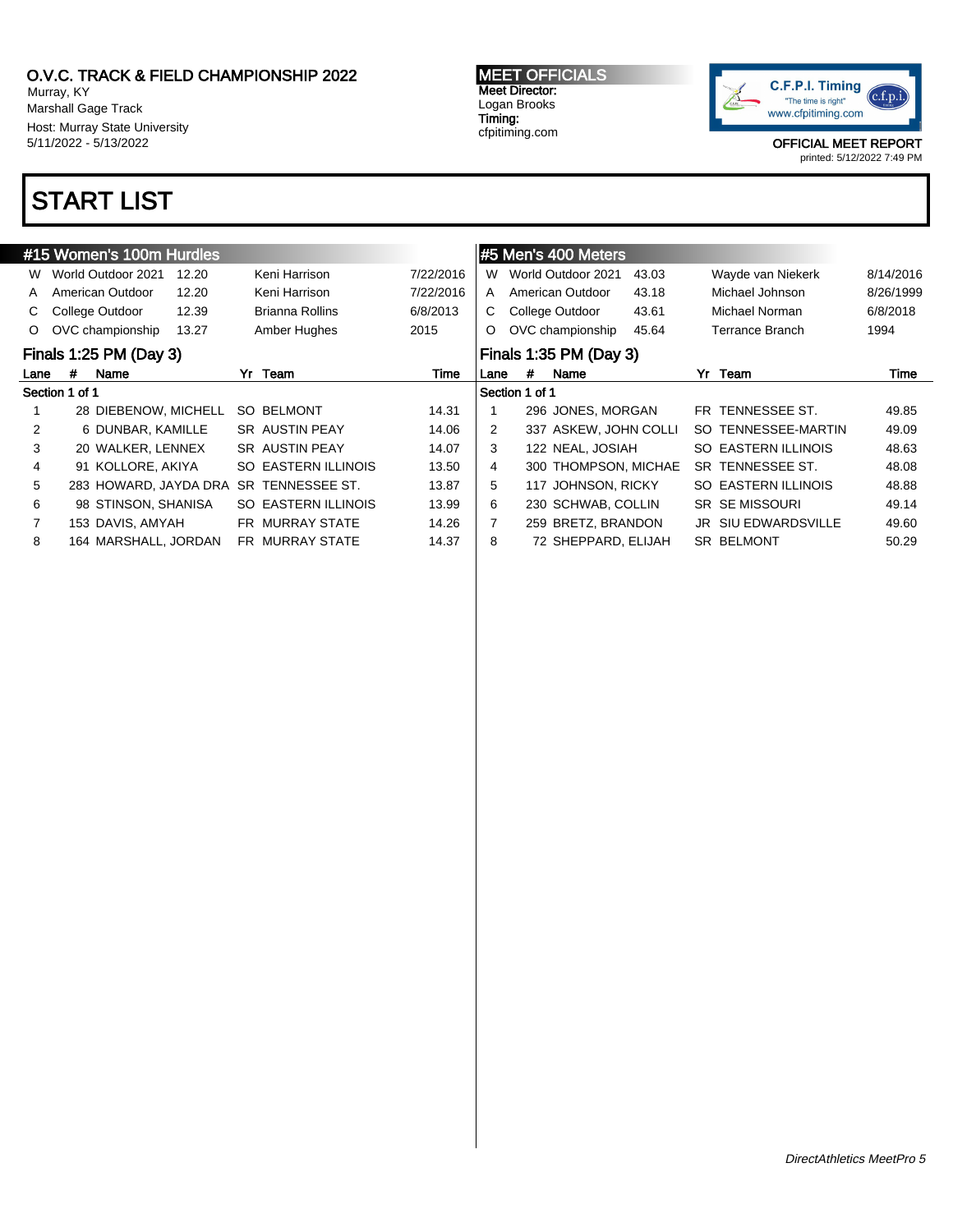O.V.C. TRACK & FIELD CHAMPIONSHIP 2022
Murray, KY
Marshall Gage Track
Host: Murray State University
5/11/2022 - 5/13/2022

**MEET OFFICIALS**
Meet Director:
Logan Brooks
Timing:
cfpitiming.com

C.F.P.I. Timing
"The time is right"
www.cfpitiming.com

OFFICIAL MEET REPORT
printed: 5/12/2022 7:49 PM

# START LIST

## #15 Women's 100m Hurdles

| | | | | |
|---|---|---|---|---|
| W | World Outdoor 2021 | 12.20 | Keni Harrison | 7/22/2016 |
| A | American Outdoor | 12.20 | Keni Harrison | 7/22/2016 |
| C | College Outdoor | 12.39 | Brianna Rollins | 6/8/2013 |
| O | OVC championship | 13.27 | Amber Hughes | 2015 |

### Finals 1:25 PM (Day 3)

Section 1 of 1

| Lane | # | Name | Yr | Team | Time |
|---|---|---|---|---|---|
| 1 | 28 | DIEBENOW, MICHELL | SO | BELMONT | 14.31 |
| 2 | 6 | DUNBAR, KAMILLE | SR | AUSTIN PEAY | 14.06 |
| 3 | 20 | WALKER, LENNEX | SR | AUSTIN PEAY | 14.07 |
| 4 | 91 | KOLLORE, AKIYA | SO | EASTERN ILLINOIS | 13.50 |
| 5 | 283 | HOWARD, JAYDA DRA | SR | TENNESSEE ST. | 13.87 |
| 6 | 98 | STINSON, SHANISA | SO | EASTERN ILLINOIS | 13.99 |
| 7 | 153 | DAVIS, AMYAH | FR | MURRAY STATE | 14.26 |
| 8 | 164 | MARSHALL, JORDAN | FR | MURRAY STATE | 14.37 |

## #5 Men's 400 Meters

| | | | | |
|---|---|---|---|---|
| W | World Outdoor 2021 | 43.03 | Wayde van Niekerk | 8/14/2016 |
| A | American Outdoor | 43.18 | Michael Johnson | 8/26/1999 |
| C | College Outdoor | 43.61 | Michael Norman | 6/8/2018 |
| O | OVC championship | 45.64 | Terrance Branch | 1994 |

### Finals 1:35 PM (Day 3)

Section 1 of 1

| Lane | # | Name | Yr | Team | Time |
|---|---|---|---|---|---|
| 1 | 296 | JONES, MORGAN | FR | TENNESSEE ST. | 49.85 |
| 2 | 337 | ASKEW, JOHN COLLI | SO | TENNESSEE-MARTIN | 49.09 |
| 3 | 122 | NEAL, JOSIAH | SO | EASTERN ILLINOIS | 48.63 |
| 4 | 300 | THOMPSON, MICHAE | SR | TENNESSEE ST. | 48.08 |
| 5 | 117 | JOHNSON, RICKY | SO | EASTERN ILLINOIS | 48.88 |
| 6 | 230 | SCHWAB, COLLIN | SR | SE MISSOURI | 49.14 |
| 7 | 259 | BRETZ, BRANDON | JR | SIU EDWARDSVILLE | 49.60 |
| 8 | 72 | SHEPPARD, ELIJAH | SR | BELMONT | 50.29 |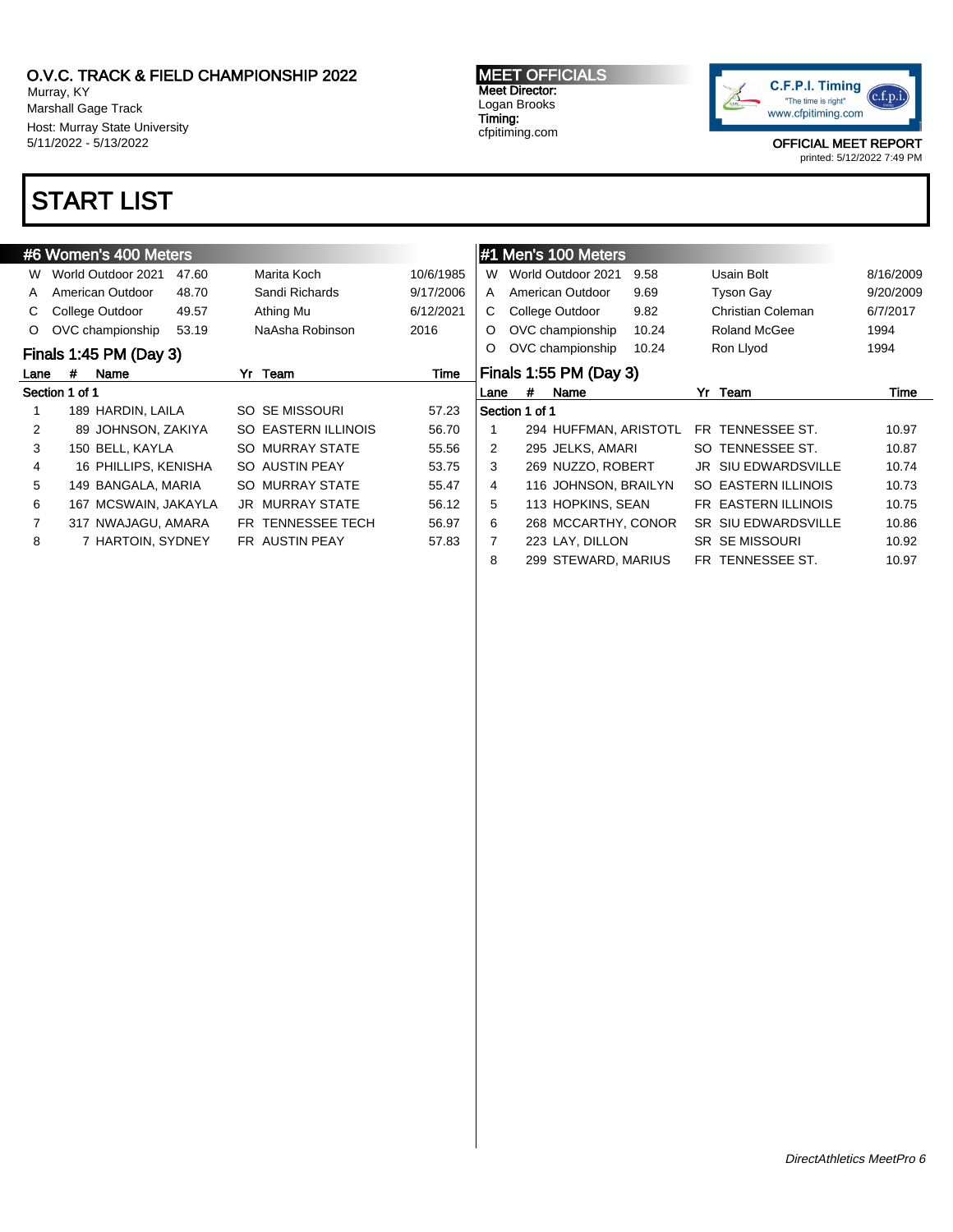O.V.C. TRACK & FIELD CHAMPIONSHIP 2022
Murray, KY
Marshall Gage Track
Host: Murray State University
5/11/2022 - 5/13/2022

**MEET OFFICIALS**
Meet Director:
Logan Brooks
Timing:
cfpitiming.com

C.F.P.I. Timing
"The time is right"
www.cfpitiming.com

OFFICIAL MEET REPORT
printed: 5/12/2022 7:49 PM

# START LIST

## #6 Women's 400 Meters

| | Record | Mark | Name | Date |
|---|---|---|---|---|
| W | World Outdoor 2021 | 47.60 | Marita Koch | 10/6/1985 |
| A | American Outdoor | 48.70 | Sandi Richards | 9/17/2006 |
| C | College Outdoor | 49.57 | Athing Mu | 6/12/2021 |
| O | OVC championship | 53.19 | NaAsha Robinson | 2016 |

### Finals 1:45 PM (Day 3)

Section 1 of 1

| Lane | # | Name | Yr | Team | Time |
|---|---|---|---|---|---|
| 1 | 189 | HARDIN, LAILA | SO | SE MISSOURI | 57.23 |
| 2 | 89 | JOHNSON, ZAKIYA | SO | EASTERN ILLINOIS | 56.70 |
| 3 | 150 | BELL, KAYLA | SO | MURRAY STATE | 55.56 |
| 4 | 16 | PHILLIPS, KENISHA | SO | AUSTIN PEAY | 53.75 |
| 5 | 149 | BANGALA, MARIA | SO | MURRAY STATE | 55.47 |
| 6 | 167 | MCSWAIN, JAKAYLA | JR | MURRAY STATE | 56.12 |
| 7 | 317 | NWAJAGU, AMARA | FR | TENNESSEE TECH | 56.97 |
| 8 | 7 | HARTOIN, SYDNEY | FR | AUSTIN PEAY | 57.83 |

## #1 Men's 100 Meters

| | Record | Mark | Name | Date |
|---|---|---|---|---|
| W | World Outdoor 2021 | 9.58 | Usain Bolt | 8/16/2009 |
| A | American Outdoor | 9.69 | Tyson Gay | 9/20/2009 |
| C | College Outdoor | 9.82 | Christian Coleman | 6/7/2017 |
| O | OVC championship | 10.24 | Roland McGee | 1994 |
| O | OVC championship | 10.24 | Ron Llyod | 1994 |

### Finals 1:55 PM (Day 3)

Section 1 of 1

| Lane | # | Name | Yr | Team | Time |
|---|---|---|---|---|---|
| 1 | 294 | HUFFMAN, ARISTOTL | FR | TENNESSEE ST. | 10.97 |
| 2 | 295 | JELKS, AMARI | SO | TENNESSEE ST. | 10.87 |
| 3 | 269 | NUZZO, ROBERT | JR | SIU EDWARDSVILLE | 10.74 |
| 4 | 116 | JOHNSON, BRAILYN | SO | EASTERN ILLINOIS | 10.73 |
| 5 | 113 | HOPKINS, SEAN | FR | EASTERN ILLINOIS | 10.75 |
| 6 | 268 | MCCARTHY, CONOR | SR | SIU EDWARDSVILLE | 10.86 |
| 7 | 223 | LAY, DILLON | SR | SE MISSOURI | 10.92 |
| 8 | 299 | STEWARD, MARIUS | FR | TENNESSEE ST. | 10.97 |

*DirectAthletics MeetPro 6*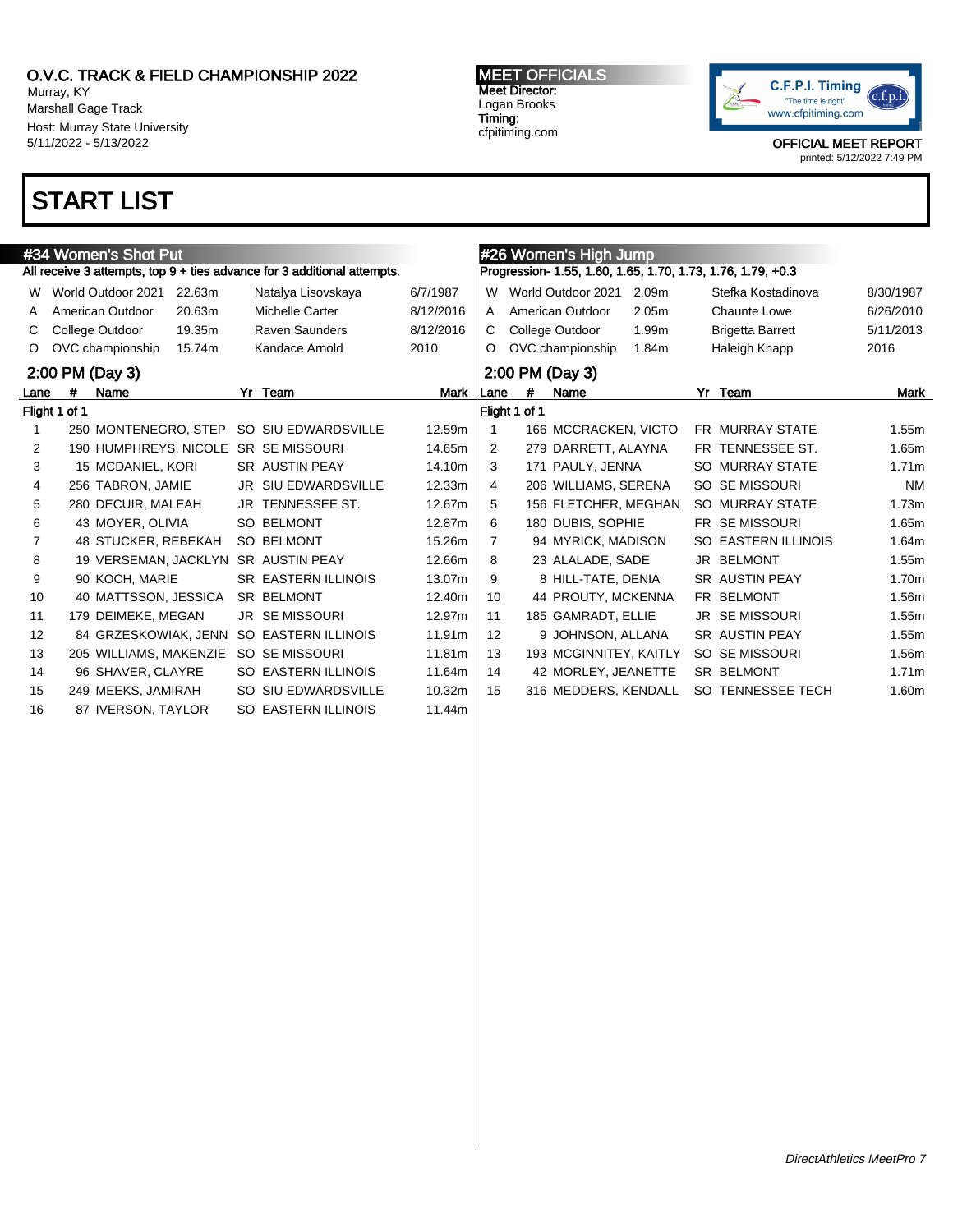# O.V.C. TRACK & FIELD CHAMPIONSHIP 2022

Murray, KY
Marshall Gage Track
Host: Murray State University
5/11/2022 - 5/13/2022

**MEET OFFICIALS**
Meet Director:
Logan Brooks
Timing:
cfpitiming.com

C.F.P.I. Timing
"The time is right"
www.cfpitiming.com

OFFICIAL MEET REPORT
printed: 5/12/2022 7:49 PM

# START LIST

## #34 Women's Shot Put

All receive 3 attempts, top 9 + ties advance for 3 additional attempts.

| | Record | Mark | Name | Date |
|---|---|---|---|---|
| W | World Outdoor 2021 | 22.63m | Natalya Lisovskaya | 6/7/1987 |
| A | American Outdoor | 20.63m | Michelle Carter | 8/12/2016 |
| C | College Outdoor | 19.35m | Raven Saunders | 8/12/2016 |
| O | OVC championship | 15.74m | Kandace Arnold | 2010 |

### 2:00 PM (Day 3)

Flight 1 of 1

| Lane | # | Name | Yr | Team | Mark |
|---|---|---|---|---|---|
| 1 | 250 | MONTENEGRO, STEP | SO | SIU EDWARDSVILLE | 12.59m |
| 2 | 190 | HUMPHREYS, NICOLE | SR | SE MISSOURI | 14.65m |
| 3 | 15 | MCDANIEL, KORI | SR | AUSTIN PEAY | 14.10m |
| 4 | 256 | TABRON, JAMIE | JR | SIU EDWARDSVILLE | 12.33m |
| 5 | 280 | DECUIR, MALEAH | JR | TENNESSEE ST. | 12.67m |
| 6 | 43 | MOYER, OLIVIA | SO | BELMONT | 12.87m |
| 7 | 48 | STUCKER, REBEKAH | SO | BELMONT | 15.26m |
| 8 | 19 | VERSEMAN, JACKLYN | SR | AUSTIN PEAY | 12.66m |
| 9 | 90 | KOCH, MARIE | SR | EASTERN ILLINOIS | 13.07m |
| 10 | 40 | MATTSSON, JESSICA | SR | BELMONT | 12.40m |
| 11 | 179 | DEIMEKE, MEGAN | JR | SE MISSOURI | 12.97m |
| 12 | 84 | GRZESKOWIAK, JENN | SO | EASTERN ILLINOIS | 11.91m |
| 13 | 205 | WILLIAMS, MAKENZIE | SO | SE MISSOURI | 11.81m |
| 14 | 96 | SHAVER, CLAYRE | SO | EASTERN ILLINOIS | 11.64m |
| 15 | 249 | MEEKS, JAMIRAH | SO | SIU EDWARDSVILLE | 10.32m |
| 16 | 87 | IVERSON, TAYLOR | SO | EASTERN ILLINOIS | 11.44m |

## #26 Women's High Jump

Progression- 1.55, 1.60, 1.65, 1.70, 1.73, 1.76, 1.79, +0.3

| | Record | Mark | Name | Date |
|---|---|---|---|---|
| W | World Outdoor 2021 | 2.09m | Stefka Kostadinova | 8/30/1987 |
| A | American Outdoor | 2.05m | Chaunte Lowe | 6/26/2010 |
| C | College Outdoor | 1.99m | Brigetta Barrett | 5/11/2013 |
| O | OVC championship | 1.84m | Haleigh Knapp | 2016 |

### 2:00 PM (Day 3)

Flight 1 of 1

| Lane | # | Name | Yr | Team | Mark |
|---|---|---|---|---|---|
| 1 | 166 | MCCRACKEN, VICTO | FR | MURRAY STATE | 1.55m |
| 2 | 279 | DARRETT, ALAYNA | FR | TENNESSEE ST. | 1.65m |
| 3 | 171 | PAULY, JENNA | SO | MURRAY STATE | 1.71m |
| 4 | 206 | WILLIAMS, SERENA | SO | SE MISSOURI | NM |
| 5 | 156 | FLETCHER, MEGHAN | SO | MURRAY STATE | 1.73m |
| 6 | 180 | DUBIS, SOPHIE | FR | SE MISSOURI | 1.65m |
| 7 | 94 | MYRICK, MADISON | SO | EASTERN ILLINOIS | 1.64m |
| 8 | 23 | ALALADE, SADE | JR | BELMONT | 1.55m |
| 9 | 8 | HILL-TATE, DENIA | SR | AUSTIN PEAY | 1.70m |
| 10 | 44 | PROUTY, MCKENNA | FR | BELMONT | 1.56m |
| 11 | 185 | GAMRADT, ELLIE | JR | SE MISSOURI | 1.55m |
| 12 | 9 | JOHNSON, ALLANA | SR | AUSTIN PEAY | 1.55m |
| 13 | 193 | MCGINNITEY, KAITLY | SO | SE MISSOURI | 1.56m |
| 14 | 42 | MORLEY, JEANETTE | SR | BELMONT | 1.71m |
| 15 | 316 | MEDDERS, KENDALL | SO | TENNESSEE TECH | 1.60m |

*DirectAthletics MeetPro 7*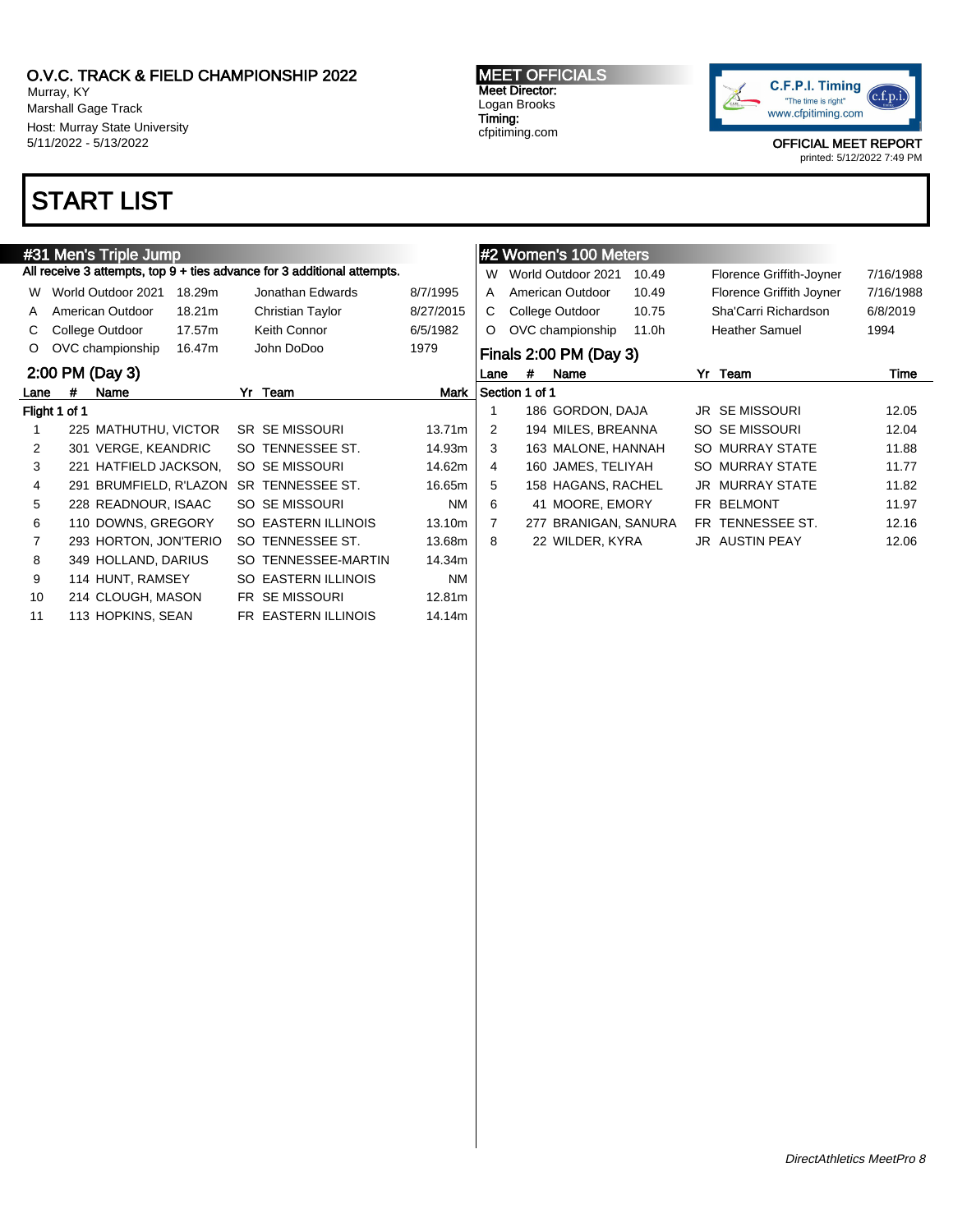O.V.C. TRACK & FIELD CHAMPIONSHIP 2022
Murray, KY
Marshall Gage Track
Host: Murray State University
5/11/2022 - 5/13/2022

**MEET OFFICIALS**
Meet Director:
Logan Brooks
Timing:
cfpitiming.com

C.F.P.I. Timing "The time is right" www.cfpitiming.com

OFFICIAL MEET REPORT
printed: 5/12/2022 7:49 PM

# START LIST

## #31 Men's Triple Jump

All receive 3 attempts, top 9 + ties advance for 3 additional attempts.

| | Record | Mark | Holder | Date |
|---|---|---|---|---|
| W | World Outdoor 2021 | 18.29m | Jonathan Edwards | 8/7/1995 |
| A | American Outdoor | 18.21m | Christian Taylor | 8/27/2015 |
| C | College Outdoor | 17.57m | Keith Connor | 6/5/1982 |
| O | OVC championship | 16.47m | John DoDoo | 1979 |

### 2:00 PM (Day 3)

**Flight 1 of 1**

| Lane | # | Name | Yr | Team | Mark |
|---|---|---|---|---|---|
| 1 | 225 | MATHUTHU, VICTOR | SR | SE MISSOURI | 13.71m |
| 2 | 301 | VERGE, KEANDRIC | SO | TENNESSEE ST. | 14.93m |
| 3 | 221 | HATFIELD JACKSON, | SO | SE MISSOURI | 14.62m |
| 4 | 291 | BRUMFIELD, R'LAZON | SR | TENNESSEE ST. | 16.65m |
| 5 | 228 | READNOUR, ISAAC | SO | SE MISSOURI | NM |
| 6 | 110 | DOWNS, GREGORY | SO | EASTERN ILLINOIS | 13.10m |
| 7 | 293 | HORTON, JON'TERIO | SO | TENNESSEE ST. | 13.68m |
| 8 | 349 | HOLLAND, DARIUS | SO | TENNESSEE-MARTIN | 14.34m |
| 9 | 114 | HUNT, RAMSEY | SO | EASTERN ILLINOIS | NM |
| 10 | 214 | CLOUGH, MASON | FR | SE MISSOURI | 12.81m |
| 11 | 113 | HOPKINS, SEAN | FR | EASTERN ILLINOIS | 14.14m |

## #2 Women's 100 Meters

| | Record | Mark | Holder | Date |
|---|---|---|---|---|
| W | World Outdoor 2021 | 10.49 | Florence Griffith-Joyner | 7/16/1988 |
| A | American Outdoor | 10.49 | Florence Griffith Joyner | 7/16/1988 |
| C | College Outdoor | 10.75 | Sha'Carri Richardson | 6/8/2019 |
| O | OVC championship | 11.0h | Heather Samuel | 1994 |

### Finals 2:00 PM (Day 3)

**Section 1 of 1**

| Lane | # | Name | Yr | Team | Time |
|---|---|---|---|---|---|
| 1 | 186 | GORDON, DAJA | JR | SE MISSOURI | 12.05 |
| 2 | 194 | MILES, BREANNA | SO | SE MISSOURI | 12.04 |
| 3 | 163 | MALONE, HANNAH | SO | MURRAY STATE | 11.88 |
| 4 | 160 | JAMES, TELIYAH | SO | MURRAY STATE | 11.77 |
| 5 | 158 | HAGANS, RACHEL | JR | MURRAY STATE | 11.82 |
| 6 | 41 | MOORE, EMORY | FR | BELMONT | 11.97 |
| 7 | 277 | BRANIGAN, SANURA | FR | TENNESSEE ST. | 12.16 |
| 8 | 22 | WILDER, KYRA | JR | AUSTIN PEAY | 12.06 |

*DirectAthletics MeetPro 8*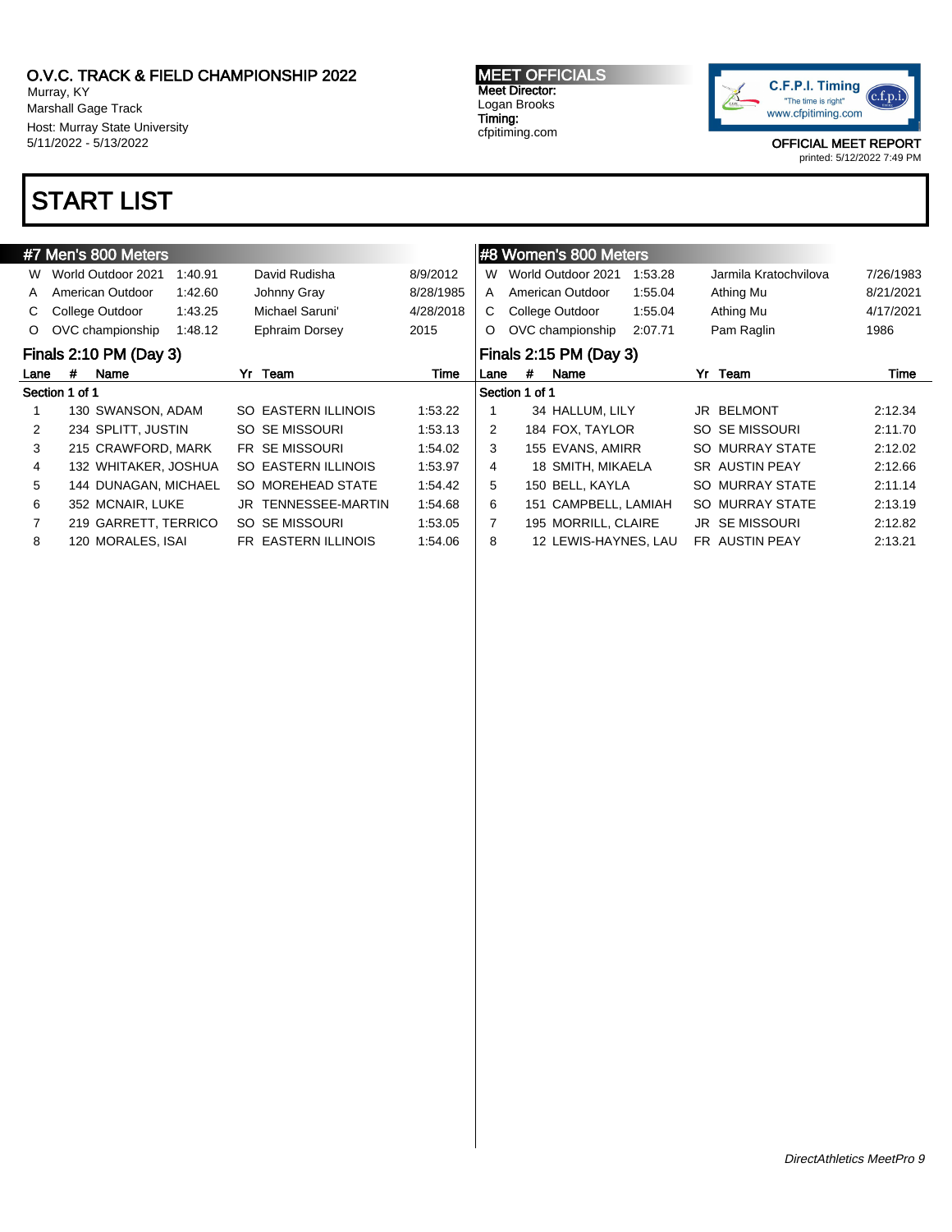# O.V.C. TRACK & FIELD CHAMPIONSHIP 2022

Murray, KY
Marshall Gage Track
Host: Murray State University
5/11/2022 - 5/13/2022

**MEET OFFICIALS**
Meet Director:
Logan Brooks
Timing:
cfpitiming.com

C.F.P.I. Timing
"The time is right"
www.cfpitiming.com

OFFICIAL MEET REPORT
printed: 5/12/2022 7:49 PM

# START LIST

## #7 Men's 800 Meters

| | | | | |
|---|---|---|---|---|
| W | World Outdoor 2021 | 1:40.91 | David Rudisha | 8/9/2012 |
| A | American Outdoor | 1:42.60 | Johnny Gray | 8/28/1985 |
| C | College Outdoor | 1:43.25 | Michael Saruni' | 4/28/2018 |
| O | OVC championship | 1:48.12 | Ephraim Dorsey | 2015 |

### Finals 2:10 PM (Day 3)

Section 1 of 1

| Lane | # | Name | Yr | Team | Time |
|---|---|---|---|---|---|
| 1 | 130 | SWANSON, ADAM | SO | EASTERN ILLINOIS | 1:53.22 |
| 2 | 234 | SPLITT, JUSTIN | SO | SE MISSOURI | 1:53.13 |
| 3 | 215 | CRAWFORD, MARK | FR | SE MISSOURI | 1:54.02 |
| 4 | 132 | WHITAKER, JOSHUA | SO | EASTERN ILLINOIS | 1:53.97 |
| 5 | 144 | DUNAGAN, MICHAEL | SO | MOREHEAD STATE | 1:54.42 |
| 6 | 352 | MCNAIR, LUKE | JR | TENNESSEE-MARTIN | 1:54.68 |
| 7 | 219 | GARRETT, TERRICO | SO | SE MISSOURI | 1:53.05 |
| 8 | 120 | MORALES, ISAI | FR | EASTERN ILLINOIS | 1:54.06 |

## #8 Women's 800 Meters

| | | | | |
|---|---|---|---|---|
| W | World Outdoor 2021 | 1:53.28 | Jarmila Kratochvilova | 7/26/1983 |
| A | American Outdoor | 1:55.04 | Athing Mu | 8/21/2021 |
| C | College Outdoor | 1:55.04 | Athing Mu | 4/17/2021 |
| O | OVC championship | 2:07.71 | Pam Raglin | 1986 |

### Finals 2:15 PM (Day 3)

Section 1 of 1

| Lane | # | Name | Yr | Team | Time |
|---|---|---|---|---|---|
| 1 | 34 | HALLUM, LILY | JR | BELMONT | 2:12.34 |
| 2 | 184 | FOX, TAYLOR | SO | SE MISSOURI | 2:11.70 |
| 3 | 155 | EVANS, AMIRR | SO | MURRAY STATE | 2:12.02 |
| 4 | 18 | SMITH, MIKAELA | SR | AUSTIN PEAY | 2:12.66 |
| 5 | 150 | BELL, KAYLA | SO | MURRAY STATE | 2:11.14 |
| 6 | 151 | CAMPBELL, LAMIAH | SO | MURRAY STATE | 2:13.19 |
| 7 | 195 | MORRILL, CLAIRE | JR | SE MISSOURI | 2:12.82 |
| 8 | 12 | LEWIS-HAYNES, LAU | FR | AUSTIN PEAY | 2:13.21 |

*DirectAthletics MeetPro 9*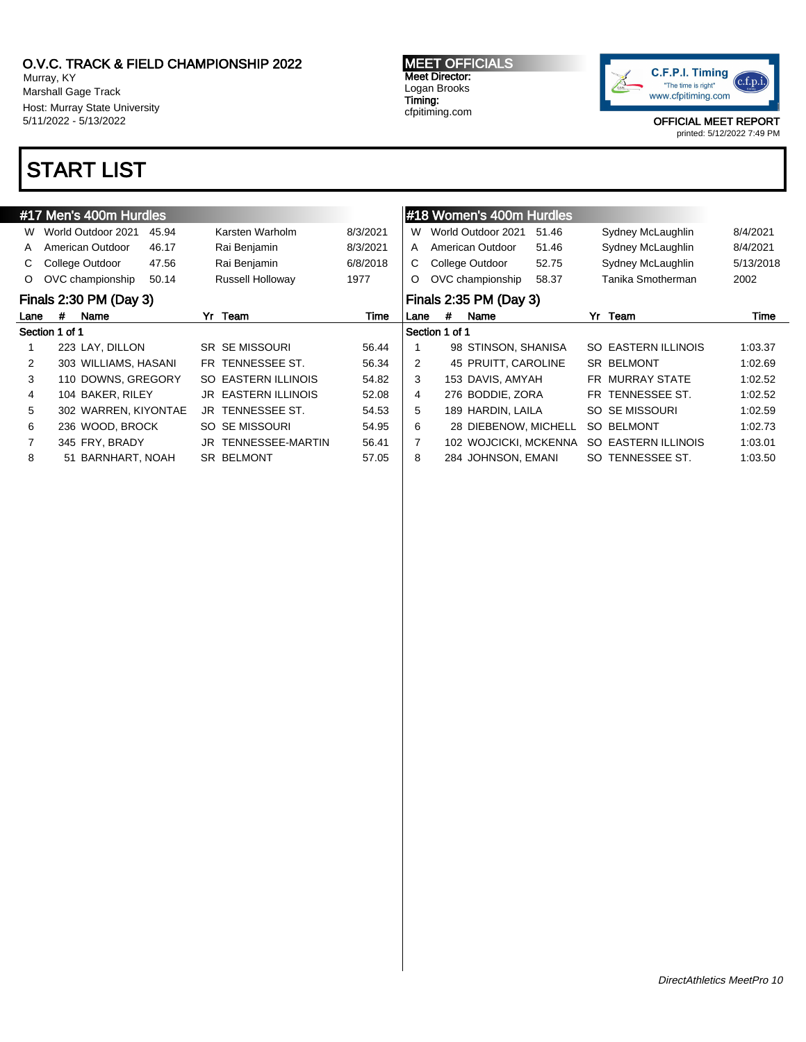O.V.C. TRACK & FIELD CHAMPIONSHIP 2022
Murray, KY
Marshall Gage Track
Host: Murray State University
5/11/2022 - 5/13/2022

**MEET OFFICIALS**
Meet Director:
Logan Brooks
Timing:
cfpitiming.com

C.F.P.I. Timing
"The time is right"
www.cfpitiming.com

OFFICIAL MEET REPORT
printed: 5/12/2022 7:49 PM

# START LIST

## #17 Men's 400m Hurdles

| | Record | Mark | Holder | Date |
|---|---|---|---|---|
| W | World Outdoor 2021 | 45.94 | Karsten Warholm | 8/3/2021 |
| A | American Outdoor | 46.17 | Rai Benjamin | 8/3/2021 |
| C | College Outdoor | 47.56 | Rai Benjamin | 6/8/2018 |
| O | OVC championship | 50.14 | Russell Holloway | 1977 |

### Finals 2:30 PM (Day 3)

Section 1 of 1

| Lane | # | Name | Yr | Team | Time |
|---|---|---|---|---|---|
| 1 | 223 | LAY, DILLON | SR | SE MISSOURI | 56.44 |
| 2 | 303 | WILLIAMS, HASANI | FR | TENNESSEE ST. | 56.34 |
| 3 | 110 | DOWNS, GREGORY | SO | EASTERN ILLINOIS | 54.82 |
| 4 | 104 | BAKER, RILEY | JR | EASTERN ILLINOIS | 52.08 |
| 5 | 302 | WARREN, KIYONTAE | JR | TENNESSEE ST. | 54.53 |
| 6 | 236 | WOOD, BROCK | SO | SE MISSOURI | 54.95 |
| 7 | 345 | FRY, BRADY | JR | TENNESSEE-MARTIN | 56.41 |
| 8 | 51 | BARNHART, NOAH | SR | BELMONT | 57.05 |

## #18 Women's 400m Hurdles

| | Record | Mark | Holder | Date |
|---|---|---|---|---|
| W | World Outdoor 2021 | 51.46 | Sydney McLaughlin | 8/4/2021 |
| A | American Outdoor | 51.46 | Sydney McLaughlin | 8/4/2021 |
| C | College Outdoor | 52.75 | Sydney McLaughlin | 5/13/2018 |
| O | OVC championship | 58.37 | Tanika Smotherman | 2002 |

### Finals 2:35 PM (Day 3)

Section 1 of 1

| Lane | # | Name | Yr | Team | Time |
|---|---|---|---|---|---|
| 1 | 98 | STINSON, SHANISA | SO | EASTERN ILLINOIS | 1:03.37 |
| 2 | 45 | PRUITT, CAROLINE | SR | BELMONT | 1:02.69 |
| 3 | 153 | DAVIS, AMYAH | FR | MURRAY STATE | 1:02.52 |
| 4 | 276 | BODDIE, ZORA | FR | TENNESSEE ST. | 1:02.52 |
| 5 | 189 | HARDIN, LAILA | SO | SE MISSOURI | 1:02.59 |
| 6 | 28 | DIEBENOW, MICHELL | SO | BELMONT | 1:02.73 |
| 7 | 102 | WOJCICKI, MCKENNA | SO | EASTERN ILLINOIS | 1:03.01 |
| 8 | 284 | JOHNSON, EMANI | SO | TENNESSEE ST. | 1:03.50 |

*DirectAthletics MeetPro 10*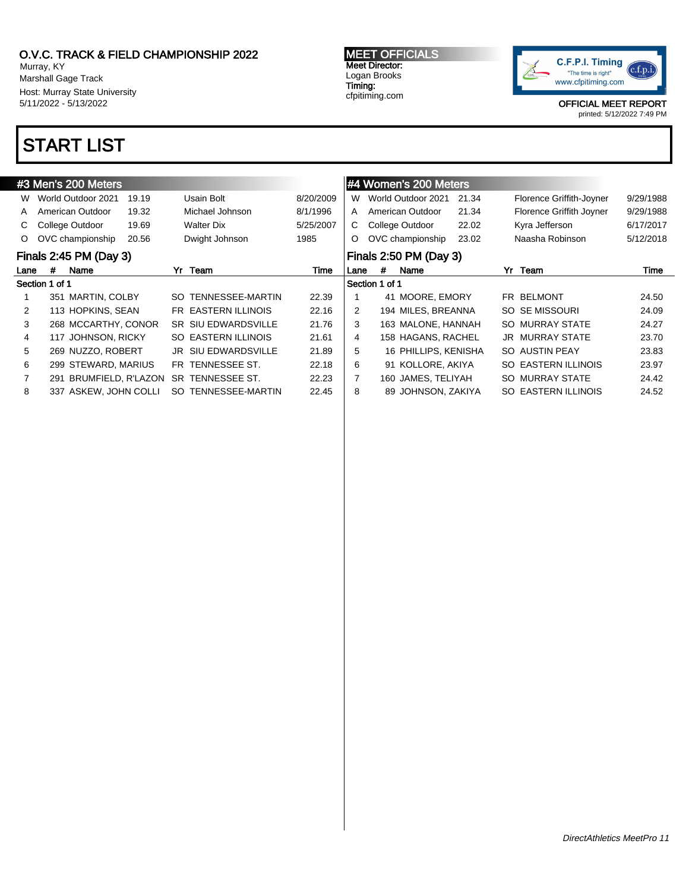O.V.C. TRACK & FIELD CHAMPIONSHIP 2022
Murray, KY
Marshall Gage Track
Host: Murray State University
5/11/2022 - 5/13/2022

**MEET OFFICIALS**
Meet Director:
Logan Brooks
Timing:
cfpitiming.com

C.F.P.I. Timing
"The time is right"
www.cfpitiming.com

OFFICIAL MEET REPORT
printed: 5/12/2022 7:49 PM

# START LIST

## #3 Men's 200 Meters

| | Record | Time | Name | Date |
|---|---|---|---|---|
| W | World Outdoor 2021 | 19.19 | Usain Bolt | 8/20/2009 |
| A | American Outdoor | 19.32 | Michael Johnson | 8/1/1996 |
| C | College Outdoor | 19.69 | Walter Dix | 5/25/2007 |
| O | OVC championship | 20.56 | Dwight Johnson | 1985 |

### Finals 2:45 PM (Day 3)

Section 1 of 1

| Lane | # | Name | Yr | Team | Time |
|---|---|---|---|---|---|
| 1 | 351 | MARTIN, COLBY | SO | TENNESSEE-MARTIN | 22.39 |
| 2 | 113 | HOPKINS, SEAN | FR | EASTERN ILLINOIS | 22.16 |
| 3 | 268 | MCCARTHY, CONOR | SR | SIU EDWARDSVILLE | 21.76 |
| 4 | 117 | JOHNSON, RICKY | SO | EASTERN ILLINOIS | 21.61 |
| 5 | 269 | NUZZO, ROBERT | JR | SIU EDWARDSVILLE | 21.89 |
| 6 | 299 | STEWARD, MARIUS | FR | TENNESSEE ST. | 22.18 |
| 7 | 291 | BRUMFIELD, R'LAZON | SR | TENNESSEE ST. | 22.23 |
| 8 | 337 | ASKEW, JOHN COLLI | SO | TENNESSEE-MARTIN | 22.45 |

## #4 Women's 200 Meters

| | Record | Time | Name | Date |
|---|---|---|---|---|
| W | World Outdoor 2021 | 21.34 | Florence Griffith-Joyner | 9/29/1988 |
| A | American Outdoor | 21.34 | Florence Griffith Joyner | 9/29/1988 |
| C | College Outdoor | 22.02 | Kyra Jefferson | 6/17/2017 |
| O | OVC championship | 23.02 | Naasha Robinson | 5/12/2018 |

### Finals 2:50 PM (Day 3)

Section 1 of 1

| Lane | # | Name | Yr | Team | Time |
|---|---|---|---|---|---|
| 1 | 41 | MOORE, EMORY | FR | BELMONT | 24.50 |
| 2 | 194 | MILES, BREANNA | SO | SE MISSOURI | 24.09 |
| 3 | 163 | MALONE, HANNAH | SO | MURRAY STATE | 24.27 |
| 4 | 158 | HAGANS, RACHEL | JR | MURRAY STATE | 23.70 |
| 5 | 16 | PHILLIPS, KENISHA | SO | AUSTIN PEAY | 23.83 |
| 6 | 91 | KOLLORE, AKIYA | SO | EASTERN ILLINOIS | 23.97 |
| 7 | 160 | JAMES, TELIYAH | SO | MURRAY STATE | 24.42 |
| 8 | 89 | JOHNSON, ZAKIYA | SO | EASTERN ILLINOIS | 24.52 |

*DirectAthletics MeetPro 11*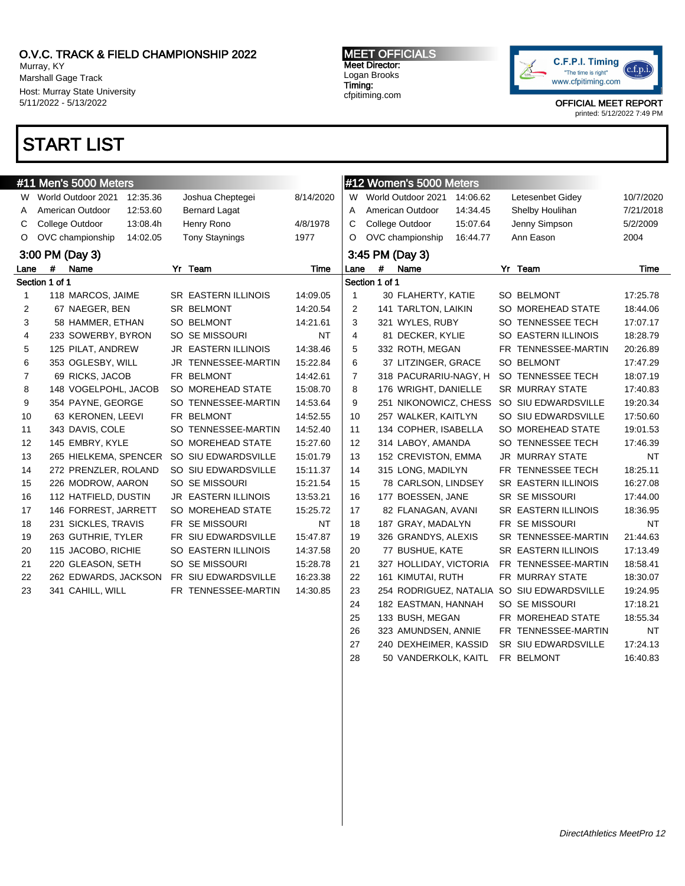O.V.C. TRACK & FIELD CHAMPIONSHIP 2022
Murray, KY
Marshall Gage Track
Host: Murray State University
5/11/2022 - 5/13/2022

**MEET OFFICIALS**
Meet Director:
Logan Brooks
Timing:
cfpitiming.com

C.F.P.I. Timing "The time is right" www.cfpitiming.com

OFFICIAL MEET REPORT
printed: 5/12/2022 7:49 PM

# START LIST

## #11 Men's 5000 Meters

| | Record | Time | Name | Date |
|---|---|---|---|---|
| W | World Outdoor 2021 | 12:35.36 | Joshua Cheptegei | 8/14/2020 |
| A | American Outdoor | 12:53.60 | Bernard Lagat | |
| C | College Outdoor | 13:08.4h | Henry Rono | 4/8/1978 |
| O | OVC championship | 14:02.05 | Tony Staynings | 1977 |

### 3:00 PM (Day 3)

Section 1 of 1

| Lane | # | Name | Yr | Team | Time |
|---|---|---|---|---|---|
| 1 | 118 | MARCOS, JAIME | SR | EASTERN ILLINOIS | 14:09.05 |
| 2 | 67 | NAEGER, BEN | SR | BELMONT | 14:20.54 |
| 3 | 58 | HAMMER, ETHAN | SO | BELMONT | 14:21.61 |
| 4 | 233 | SOWERBY, BYRON | SO | SE MISSOURI | NT |
| 5 | 125 | PILAT, ANDREW | JR | EASTERN ILLINOIS | 14:38.46 |
| 6 | 353 | OGLESBY, WILL | JR | TENNESSEE-MARTIN | 15:22.84 |
| 7 | 69 | RICKS, JACOB | FR | BELMONT | 14:42.61 |
| 8 | 148 | VOGELPOHL, JACOB | SO | MOREHEAD STATE | 15:08.70 |
| 9 | 354 | PAYNE, GEORGE | SO | TENNESSEE-MARTIN | 14:53.64 |
| 10 | 63 | KERONEN, LEEVI | FR | BELMONT | 14:52.55 |
| 11 | 343 | DAVIS, COLE | SO | TENNESSEE-MARTIN | 14:52.40 |
| 12 | 145 | EMBRY, KYLE | SO | MOREHEAD STATE | 15:27.60 |
| 13 | 265 | HIELKEMA, SPENCER | SO | SIU EDWARDSVILLE | 15:01.79 |
| 14 | 272 | PRENZLER, ROLAND | SO | SIU EDWARDSVILLE | 15:11.37 |
| 15 | 226 | MODROW, AARON | SO | SE MISSOURI | 15:21.54 |
| 16 | 112 | HATFIELD, DUSTIN | JR | EASTERN ILLINOIS | 13:53.21 |
| 17 | 146 | FORREST, JARRETT | SO | MOREHEAD STATE | 15:25.72 |
| 18 | 231 | SICKLES, TRAVIS | FR | SE MISSOURI | NT |
| 19 | 263 | GUTHRIE, TYLER | FR | SIU EDWARDSVILLE | 15:47.87 |
| 20 | 115 | JACOBO, RICHIE | SO | EASTERN ILLINOIS | 14:37.58 |
| 21 | 220 | GLEASON, SETH | SO | SE MISSOURI | 15:28.78 |
| 22 | 262 | EDWARDS, JACKSON | FR | SIU EDWARDSVILLE | 16:23.38 |
| 23 | 341 | CAHILL, WILL | FR | TENNESSEE-MARTIN | 14:30.85 |

## #12 Women's 5000 Meters

| | Record | Time | Name | Date |
|---|---|---|---|---|
| W | World Outdoor 2021 | 14:06.62 | Letesenbet Gidey | 10/7/2020 |
| A | American Outdoor | 14:34.45 | Shelby Houlihan | 7/21/2018 |
| C | College Outdoor | 15:07.64 | Jenny Simpson | 5/2/2009 |
| O | OVC championship | 16:44.77 | Ann Eason | 2004 |

### 3:45 PM (Day 3)

Section 1 of 1

| Lane | # | Name | Yr | Team | Time |
|---|---|---|---|---|---|
| 1 | 30 | FLAHERTY, KATIE | SO | BELMONT | 17:25.78 |
| 2 | 141 | TARLTON, LAIKIN | SO | MOREHEAD STATE | 18:44.06 |
| 3 | 321 | WYLES, RUBY | SO | TENNESSEE TECH | 17:07.17 |
| 4 | 81 | DECKER, KYLIE | SO | EASTERN ILLINOIS | 18:28.79 |
| 5 | 332 | ROTH, MEGAN | FR | TENNESSEE-MARTIN | 20:26.89 |
| 6 | 37 | LITZINGER, GRACE | SO | BELMONT | 17:47.29 |
| 7 | 318 | PACURARIU-NAGY, H | SO | TENNESSEE TECH | 18:07.19 |
| 8 | 176 | WRIGHT, DANIELLE | SR | MURRAY STATE | 17:40.83 |
| 9 | 251 | NIKONOWICZ, CHESS | SO | SIU EDWARDSVILLE | 19:20.34 |
| 10 | 257 | WALKER, KAITLYN | SO | SIU EDWARDSVILLE | 17:50.60 |
| 11 | 134 | COPHER, ISABELLA | SO | MOREHEAD STATE | 19:01.53 |
| 12 | 314 | LABOY, AMANDA | SO | TENNESSEE TECH | 17:46.39 |
| 13 | 152 | CREVISTON, EMMA | JR | MURRAY STATE | NT |
| 14 | 315 | LONG, MADILYN | FR | TENNESSEE TECH | 18:25.11 |
| 15 | 78 | CARLSON, LINDSEY | SR | EASTERN ILLINOIS | 16:27.08 |
| 16 | 177 | BOESSEN, JANE | SR | SE MISSOURI | 17:44.00 |
| 17 | 82 | FLANAGAN, AVANI | SR | EASTERN ILLINOIS | 18:36.95 |
| 18 | 187 | GRAY, MADALYN | FR | SE MISSOURI | NT |
| 19 | 326 | GRANDYS, ALEXIS | SR | TENNESSEE-MARTIN | 21:44.63 |
| 20 | 77 | BUSHUE, KATE | SR | EASTERN ILLINOIS | 17:13.49 |
| 21 | 327 | HOLLIDAY, VICTORIA | FR | TENNESSEE-MARTIN | 18:58.41 |
| 22 | 161 | KIMUTAI, RUTH | FR | MURRAY STATE | 18:30.07 |
| 23 | 254 | RODRIGUEZ, NATALIA | SO | SIU EDWARDSVILLE | 19:24.95 |
| 24 | 182 | EASTMAN, HANNAH | SO | SE MISSOURI | 17:18.21 |
| 25 | 133 | BUSH, MEGAN | FR | MOREHEAD STATE | 18:55.34 |
| 26 | 323 | AMUNDSEN, ANNIE | FR | TENNESSEE-MARTIN | NT |
| 27 | 240 | DEXHEIMER, KASSID | SR | SIU EDWARDSVILLE | 17:24.13 |
| 28 | 50 | VANDERKOLK, KAITL | FR | BELMONT | 16:40.83 |

*DirectAthletics MeetPro 12*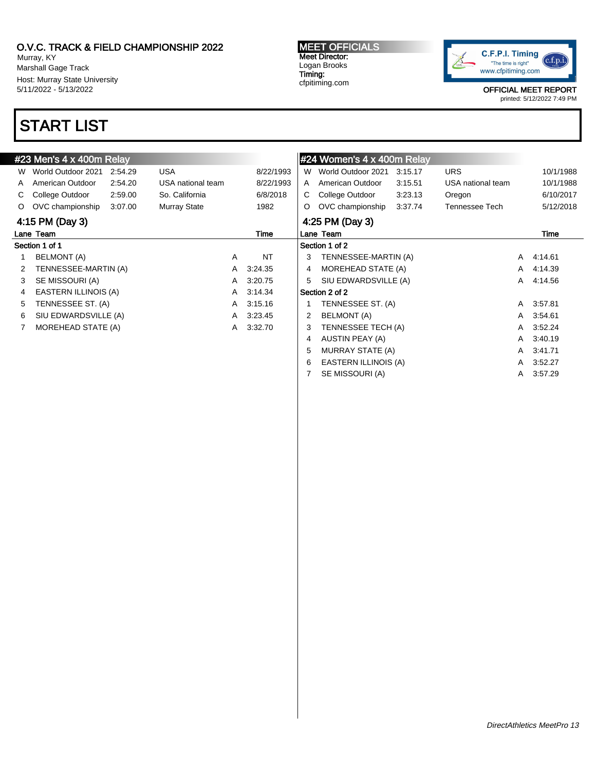O.V.C. TRACK & FIELD CHAMPIONSHIP 2022
Murray, KY
Marshall Gage Track
Host: Murray State University
5/11/2022 - 5/13/2022

MEET OFFICIALS
Meet Director:
Logan Brooks
Timing:
cfpitiming.com

OFFICIAL MEET REPORT
printed: 5/12/2022 7:49 PM

# START LIST

## #23 Men's 4 x 400m Relay

| | | | | |
|---|---|---|---|---|
| W | World Outdoor 2021 | 2:54.29 | USA | 8/22/1993 |
| A | American Outdoor | 2:54.20 | USA national team | 8/22/1993 |
| C | College Outdoor | 2:59.00 | So. California | 6/8/2018 |
| O | OVC championship | 3:07.00 | Murray State | 1982 |

### 4:15 PM (Day 3)

**Section 1 of 1**

| Lane | Team | | Time |
|---|---|---|---|
| 1 | BELMONT (A) | A | NT |
| 2 | TENNESSEE-MARTIN (A) | A | 3:24.35 |
| 3 | SE MISSOURI (A) | A | 3:20.75 |
| 4 | EASTERN ILLINOIS (A) | A | 3:14.34 |
| 5 | TENNESSEE ST. (A) | A | 3:15.16 |
| 6 | SIU EDWARDSVILLE (A) | A | 3:23.45 |
| 7 | MOREHEAD STATE (A) | A | 3:32.70 |

## #24 Women's 4 x 400m Relay

| | | | | |
|---|---|---|---|---|
| W | World Outdoor 2021 | 3:15.17 | URS | 10/1/1988 |
| A | American Outdoor | 3:15.51 | USA national team | 10/1/1988 |
| C | College Outdoor | 3:23.13 | Oregon | 6/10/2017 |
| O | OVC championship | 3:37.74 | Tennessee Tech | 5/12/2018 |

### 4:25 PM (Day 3)

**Section 1 of 2**

| Lane | Team | | Time |
|---|---|---|---|
| 3 | TENNESSEE-MARTIN (A) | A | 4:14.61 |
| 4 | MOREHEAD STATE (A) | A | 4:14.39 |
| 5 | SIU EDWARDSVILLE (A) | A | 4:14.56 |

**Section 2 of 2**

| Lane | Team | | Time |
|---|---|---|---|
| 1 | TENNESSEE ST. (A) | A | 3:57.81 |
| 2 | BELMONT (A) | A | 3:54.61 |
| 3 | TENNESSEE TECH (A) | A | 3:52.24 |
| 4 | AUSTIN PEAY (A) | A | 3:40.19 |
| 5 | MURRAY STATE (A) | A | 3:41.71 |
| 6 | EASTERN ILLINOIS (A) | A | 3:52.27 |
| 7 | SE MISSOURI (A) | A | 3:57.29 |